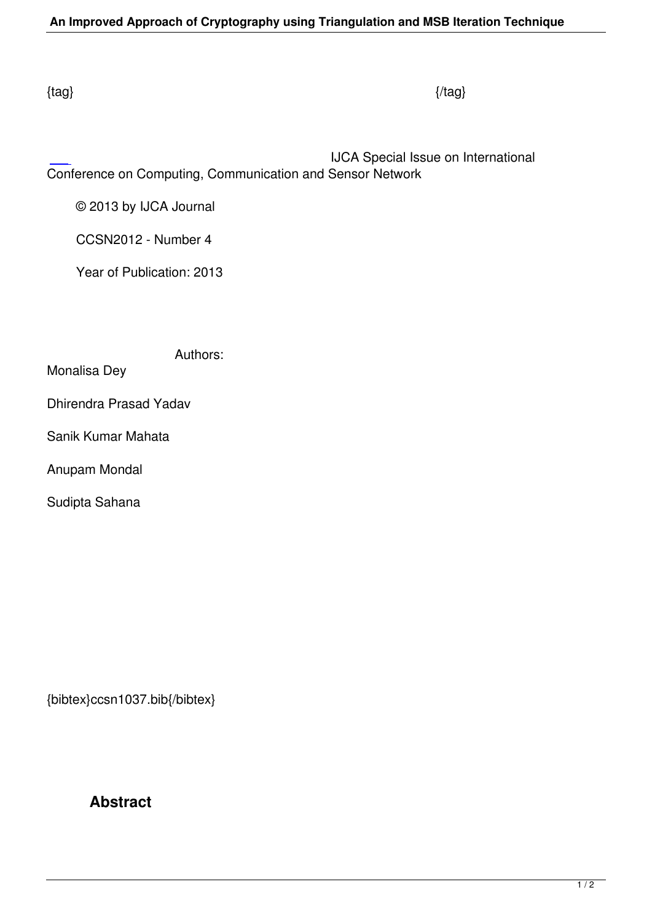{tag} {/tag}

IJCA Special Issue on International Conference on Computing, Communication and Sensor Network

© 2013 by IJCA Journal

CCSN2012 - Number 4

Year of Publication: 2013

Authors:

Monalisa Dey

Dhirendra Prasad Yadav

Sanik Kumar Mahata

Anupam Mondal

Sudipta Sahana

{bibtex}ccsn1037.bib{/bibtex}

## Abstract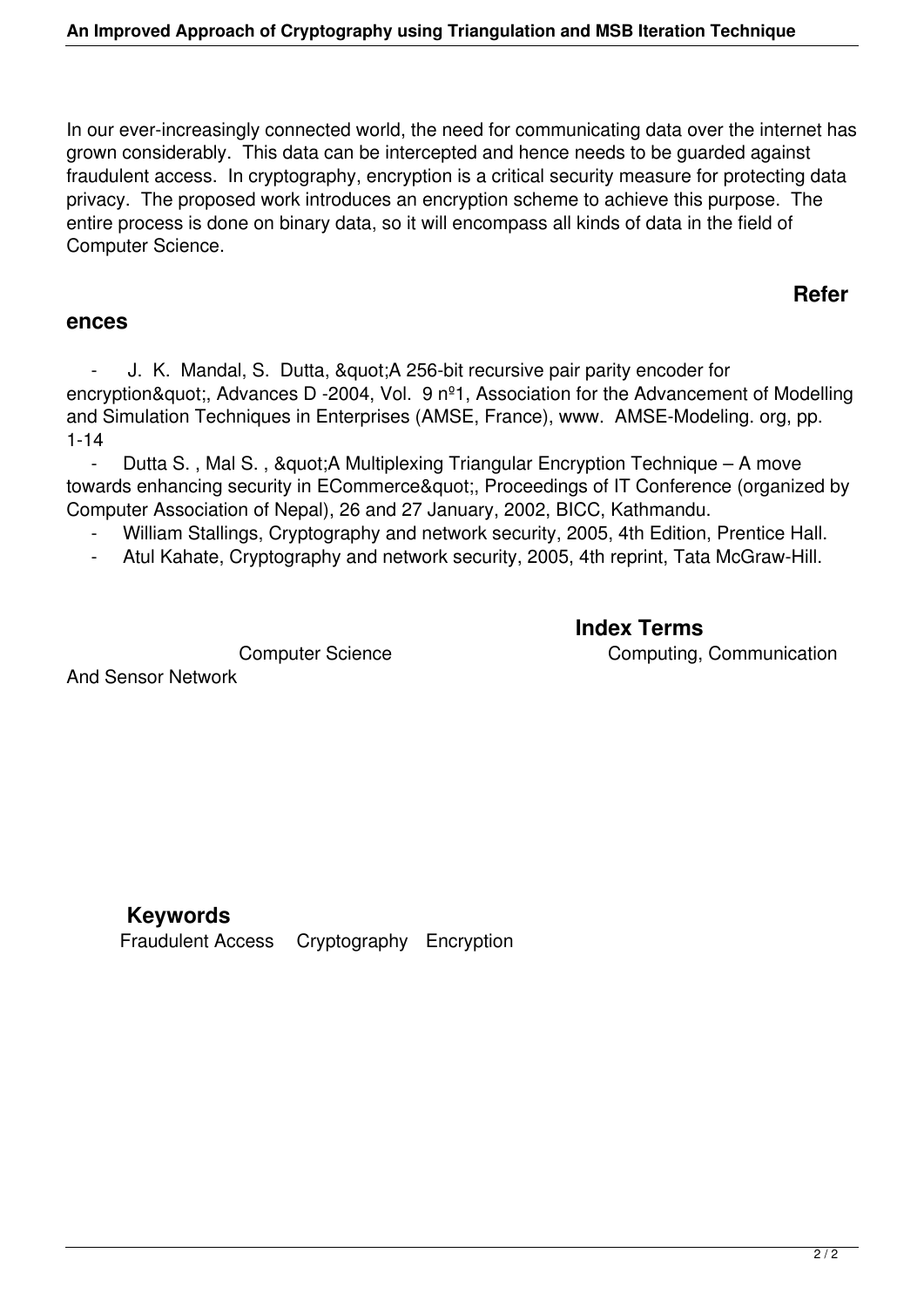In our ever-increasingly connected world, the need for communicating data over the internet has grown considerably. This data can be intercepted and hence needs to be guarded against fraudulent access. In cryptography, encryption is a critical security measure for protecting data privacy. The proposed work introduces an encryption scheme to achieve this purpose. The entire process is done on binary data, so it will encompass all kinds of data in the field of Computer Science.

## References

- J. K. Mandal, S. Dutta, &quot;A 256-bit recursive pair parity encoder for encryption&quot;, Advances D -2004, Vol. 9 nº1, Association for the Advancement of Modelling and Simulation Techniques in Enterprises (AMSE, France), www. AMSE-Modeling. org, pp. 1-14
- Dutta S. , Mal S. , &quot;A Multiplexing Triangular Encryption Technique – A move towards enhancing security in ECommerce&quot;, Proceedings of IT Conference (organized by Computer Association of Nepal), 26 and 27 January, 2002, BICC, Kathmandu.
- William Stallings, Cryptography and network security, 2005, 4th Edition, Prentice Hall.
- Atul Kahate, Cryptography and network security, 2005, 4th reprint, Tata McGraw-Hill.

## Index Terms

Computer Science Computing, Communication And Sensor Network

## Keywords

Fraudulent Access Cryptography Encryption